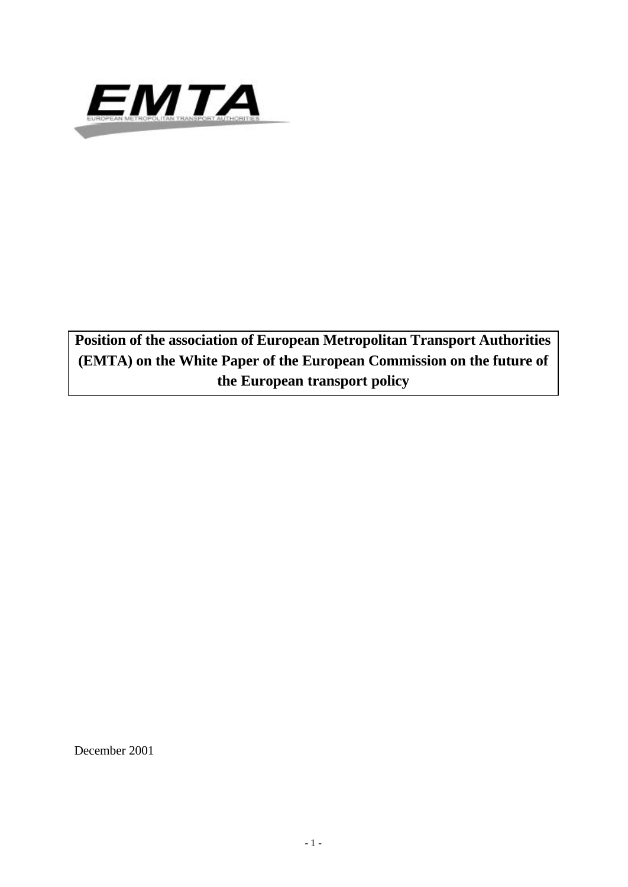EMTA

EUROPEAN METROPOLITAN TRANSPORT AUTHORITIES

# Position of the association of European Metropolitan Transport Authorities (EMTA) on the White Paper of the European Commission on the future of the European transport policy

December 2001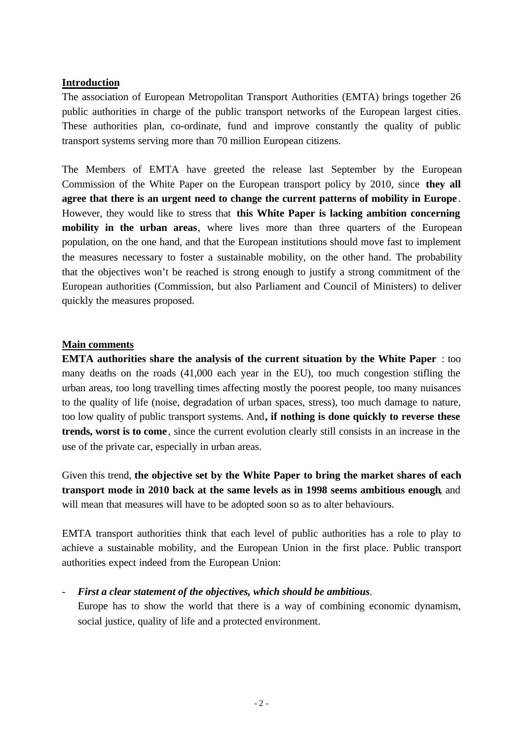**Introduction**

The association of European Metropolitan Transport Authorities (EMTA) brings together 26 public authorities in charge of the public transport networks of the European largest cities. These authorities plan, co-ordinate, fund and improve constantly the quality of public transport systems serving more than 70 million European citizens.

The Members of EMTA have greeted the release last September by the European Commission of the White Paper on the European transport policy by 2010, since **they all agree that there is an urgent need to change the current patterns of mobility in Europe**. However, they would like to stress that **this White Paper is lacking ambition concerning mobility in the urban areas**, where lives more than three quarters of the European population, on the one hand, and that the European institutions should move fast to implement the measures necessary to foster a sustainable mobility, on the other hand. The probability that the objectives won't be reached is strong enough to justify a strong commitment of the European authorities (Commission, but also Parliament and Council of Ministers) to deliver quickly the measures proposed.

**Main comments**

**EMTA authorities share the analysis of the current situation by the White Paper** : too many deaths on the roads (41,000 each year in the EU), too much congestion stifling the urban areas, too long travelling times affecting mostly the poorest people, too many nuisances to the quality of life (noise, degradation of urban spaces, stress), too much damage to nature, too low quality of public transport systems. And**, if nothing is done quickly to reverse these trends, worst is to come**, since the current evolution clearly still consists in an increase in the use of the private car, especially in urban areas.

Given this trend, **the objective set by the White Paper to bring the market shares of each transport mode in 2010 back at the same levels as in 1998 seems ambitious enough**, and will mean that measures will have to be adopted soon so as to alter behaviours.

EMTA transport authorities think that each level of public authorities has a role to play to achieve a sustainable mobility, and the European Union in the first place. Public transport authorities expect indeed from the European Union:

- ***First a clear statement of the objectives, which should be ambitious*.**
  Europe has to show the world that there is a way of combining economic dynamism, social justice, quality of life and a protected environment.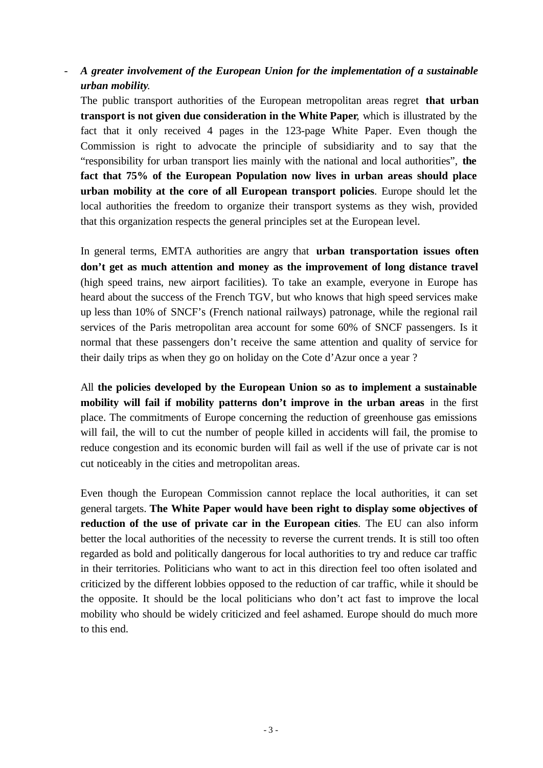- ***A greater involvement of the European Union for the implementation of a sustainable urban mobility.***

  The public transport authorities of the European metropolitan areas regret **that urban transport is not given due consideration in the White Paper**, which is illustrated by the fact that it only received 4 pages in the 123-page White Paper. Even though the Commission is right to advocate the principle of subsidiarity and to say that the "responsibility for urban transport lies mainly with the national and local authorities", **the fact that 75% of the European Population now lives in urban areas should place urban mobility at the core of all European transport policies**. Europe should let the local authorities the freedom to organize their transport systems as they wish, provided that this organization respects the general principles set at the European level.

  In general terms, EMTA authorities are angry that **urban transportation issues often don't get as much attention and money as the improvement of long distance travel** (high speed trains, new airport facilities). To take an example, everyone in Europe has heard about the success of the French TGV, but who knows that high speed services make up less than 10% of SNCF's (French national railways) patronage, while the regional rail services of the Paris metropolitan area account for some 60% of SNCF passengers. Is it normal that these passengers don't receive the same attention and quality of service for their daily trips as when they go on holiday on the Cote d'Azur once a year ?

  All **the policies developed by the European Union so as to implement a sustainable mobility will fail if mobility patterns don't improve in the urban areas** in the first place. The commitments of Europe concerning the reduction of greenhouse gas emissions will fail, the will to cut the number of people killed in accidents will fail, the promise to reduce congestion and its economic burden will fail as well if the use of private car is not cut noticeably in the cities and metropolitan areas.

  Even though the European Commission cannot replace the local authorities, it can set general targets. **The White Paper would have been right to display some objectives of reduction of the use of private car in the European cities**. The EU can also inform better the local authorities of the necessity to reverse the current trends. It is still too often regarded as bold and politically dangerous for local authorities to try and reduce car traffic in their territories. Politicians who want to act in this direction feel too often isolated and criticized by the different lobbies opposed to the reduction of car traffic, while it should be the opposite. It should be the local politicians who don't act fast to improve the local mobility who should be widely criticized and feel ashamed. Europe should do much more to this end.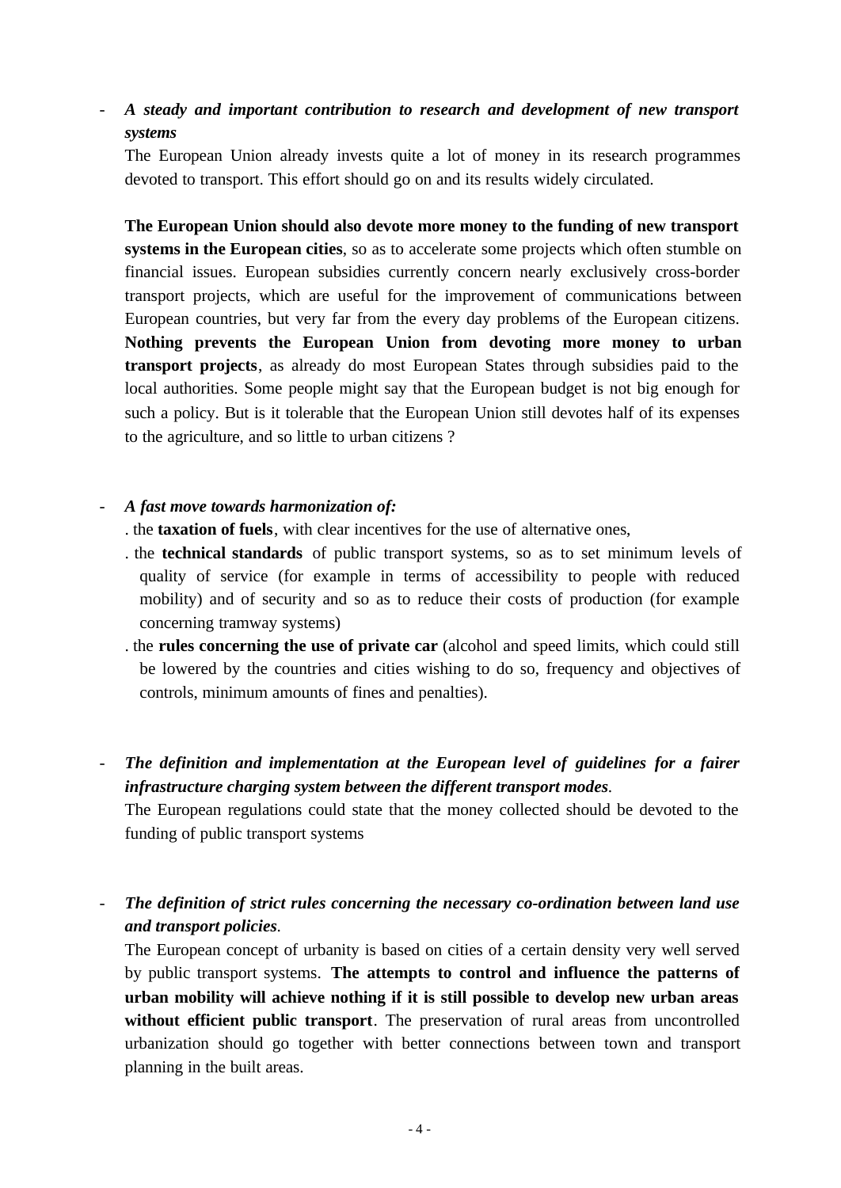- ***A steady and important contribution to research and development of new transport systems***

  The European Union already invests quite a lot of money in its research programmes devoted to transport. This effort should go on and its results widely circulated.

  **The European Union should also devote more money to the funding of new transport systems in the European cities**, so as to accelerate some projects which often stumble on financial issues. European subsidies currently concern nearly exclusively cross-border transport projects, which are useful for the improvement of communications between European countries, but very far from the every day problems of the European citizens. **Nothing prevents the European Union from devoting more money to urban transport projects**, as already do most European States through subsidies paid to the local authorities. Some people might say that the European budget is not big enough for such a policy. But is it tolerable that the European Union still devotes half of its expenses to the agriculture, and so little to urban citizens ?

- ***A fast move towards harmonization of:***

  . the **taxation of fuels**, with clear incentives for the use of alternative ones,

  . the **technical standards** of public transport systems, so as to set minimum levels of quality of service (for example in terms of accessibility to people with reduced mobility) and of security and so as to reduce their costs of production (for example concerning tramway systems)

  . the **rules concerning the use of private car** (alcohol and speed limits, which could still be lowered by the countries and cities wishing to do so, frequency and objectives of controls, minimum amounts of fines and penalties).

- ***The definition and implementation at the European level of guidelines for a fairer infrastructure charging system between the different transport modes***.

  The European regulations could state that the money collected should be devoted to the funding of public transport systems

- ***The definition of strict rules concerning the necessary co-ordination between land use and transport policies***.

  The European concept of urbanity is based on cities of a certain density very well served by public transport systems. **The attempts to control and influence the patterns of urban mobility will achieve nothing if it is still possible to develop new urban areas without efficient public transport**. The preservation of rural areas from uncontrolled urbanization should go together with better connections between town and transport planning in the built areas.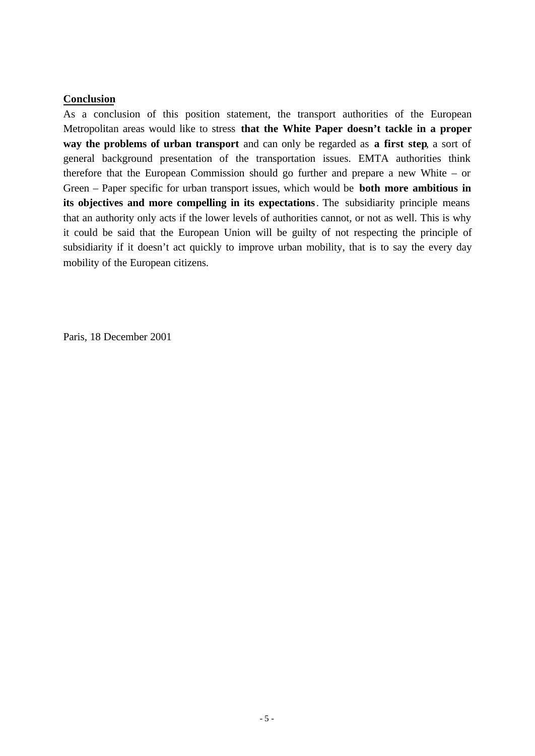**Conclusion**

As a conclusion of this position statement, the transport authorities of the European Metropolitan areas would like to stress **that the White Paper doesn't tackle in a proper way the problems of urban transport** and can only be regarded as **a first step**, a sort of general background presentation of the transportation issues. EMTA authorities think therefore that the European Commission should go further and prepare a new White – or Green – Paper specific for urban transport issues, which would be **both more ambitious in its objectives and more compelling in its expectations**. The subsidiarity principle means that an authority only acts if the lower levels of authorities cannot, or not as well. This is why it could be said that the European Union will be guilty of not respecting the principle of subsidiarity if it doesn't act quickly to improve urban mobility, that is to say the every day mobility of the European citizens.

Paris, 18 December 2001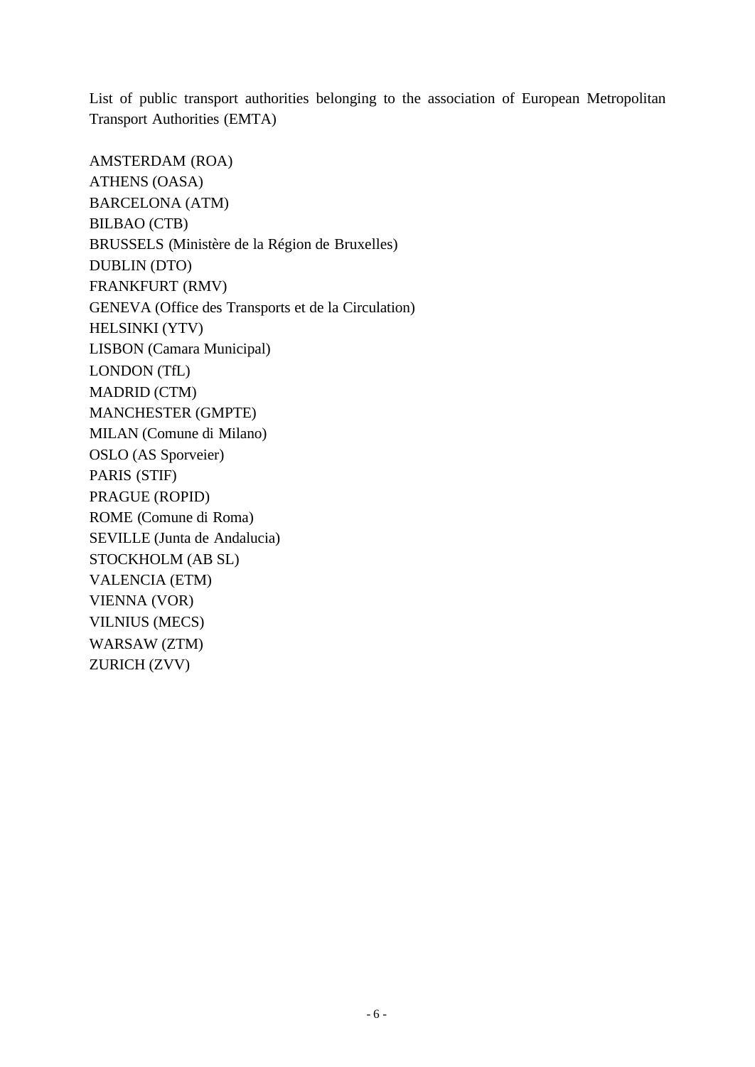List of public transport authorities belonging to the association of European Metropolitan Transport Authorities (EMTA)

AMSTERDAM (ROA)
ATHENS (OASA)
BARCELONA (ATM)
BILBAO (CTB)
BRUSSELS (Ministère de la Région de Bruxelles)
DUBLIN (DTO)
FRANKFURT (RMV)
GENEVA (Office des Transports et de la Circulation)
HELSINKI (YTV)
LISBON (Camara Municipal)
LONDON (TfL)
MADRID (CTM)
MANCHESTER (GMPTE)
MILAN (Comune di Milano)
OSLO (AS Sporveier)
PARIS (STIF)
PRAGUE (ROPID)
ROME (Comune di Roma)
SEVILLE (Junta de Andalucia)
STOCKHOLM (AB SL)
VALENCIA (ETM)
VIENNA (VOR)
VILNIUS (MECS)
WARSAW (ZTM)
ZURICH (ZVV)